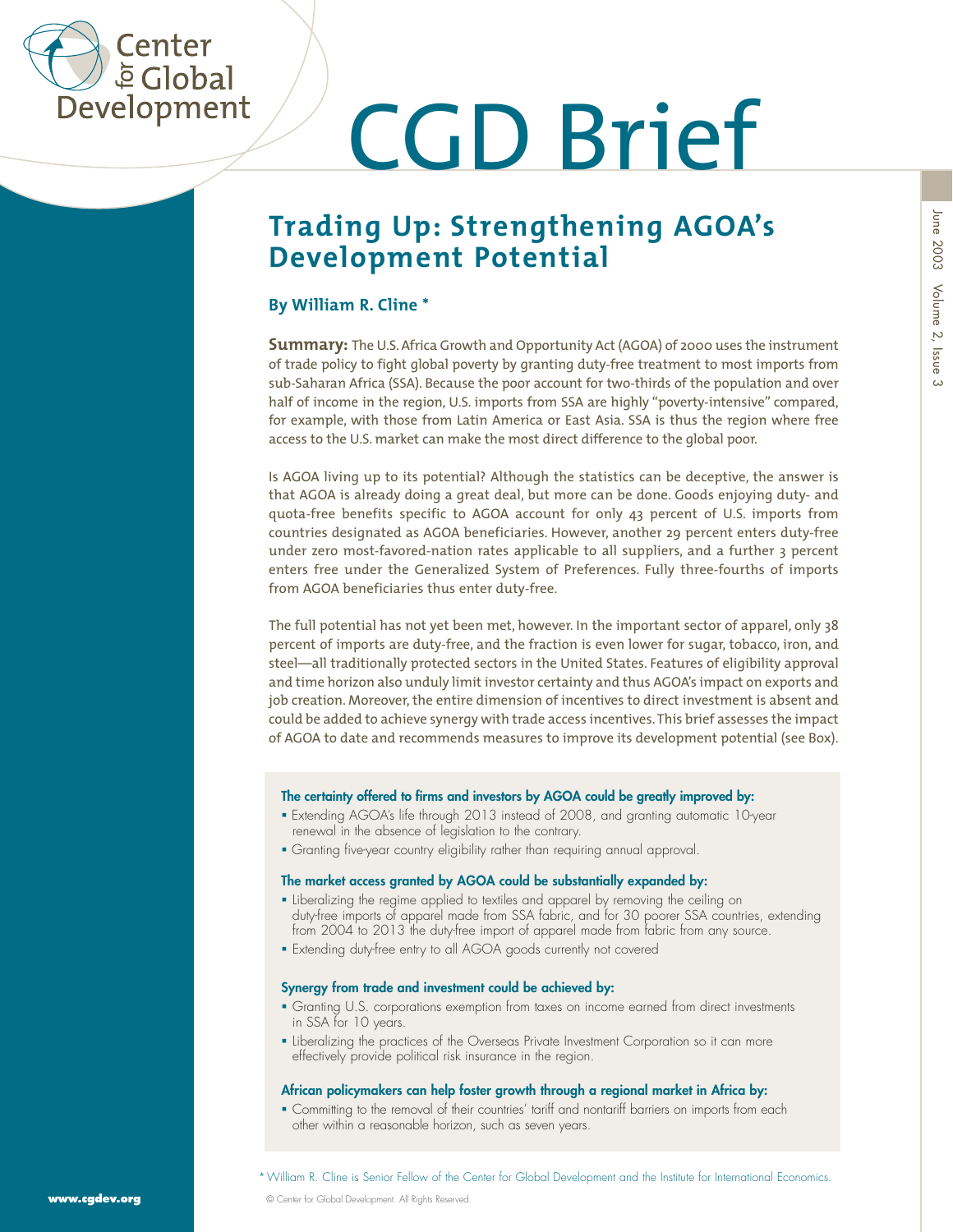# CGD Brief

## Trading Up: Strengthening AGOA's Development Potential

### By William R. Cline *

**Summary:** The U.S. Africa Growth and Opportunity Act (AGOA) of 2000 uses the instrument of trade policy to fight global poverty by granting duty-free treatment to most imports from sub-Saharan Africa (SSA). Because the poor account for two-thirds of the population and over half of income in the region, U.S. imports from SSA are highly "poverty-intensive" compared, for example, with those from Latin America or East Asia. SSA is thus the region where free access to the U.S. market can make the most direct difference to the global poor.

Is AGOA living up to its potential? Although the statistics can be deceptive, the answer is that AGOA is already doing a great deal, but more can be done. Goods enjoying duty- and quota-free benefits specific to AGOA account for only 43 percent of U.S. imports from countries designated as AGOA beneficiaries. However, another 29 percent enters duty-free under zero most-favored-nation rates applicable to all suppliers, and a further 3 percent enters free under the Generalized System of Preferences. Fully three-fourths of imports from AGOA beneficiaries thus enter duty-free.

The full potential has not yet been met, however. In the important sector of apparel, only 38 percent of imports are duty-free, and the fraction is even lower for sugar, tobacco, iron, and steel—all traditionally protected sectors in the United States. Features of eligibility approval and time horizon also unduly limit investor certainty and thus AGOA's impact on exports and job creation. Moreover, the entire dimension of incentives to direct investment is absent and could be added to achieve synergy with trade access incentives. This brief assesses the impact of AGOA to date and recommends measures to improve its development potential (see Box).

**The certainty offered to firms and investors by AGOA could be greatly improved by:**

- Extending AGOA's life through 2013 instead of 2008, and granting automatic 10-year renewal in the absence of legislation to the contrary.
- Granting five-year country eligibility rather than requiring annual approval.

**The market access granted by AGOA could be substantially expanded by:**

- Liberalizing the regime applied to textiles and apparel by removing the ceiling on duty-free imports of apparel made from SSA fabric, and for 30 poorer SSA countries, extending from 2004 to 2013 the duty-free import of apparel made from fabric from any source.
- Extending duty-free entry to all AGOA goods currently not covered

**Synergy from trade and investment could be achieved by:**

- Granting U.S. corporations exemption from taxes on income earned from direct investments in SSA for 10 years.
- Liberalizing the practices of the Overseas Private Investment Corporation so it can more effectively provide political risk insurance in the region.

**African policymakers can help foster growth through a regional market in Africa by:**

- Committing to the removal of their countries' tariff and nontariff barriers on imports from each other within a reasonable horizon, such as seven years.

\* William R. Cline is Senior Fellow of the Center for Global Development and the Institute for International Economics.

© Center for Global Development. All Rights Reserved.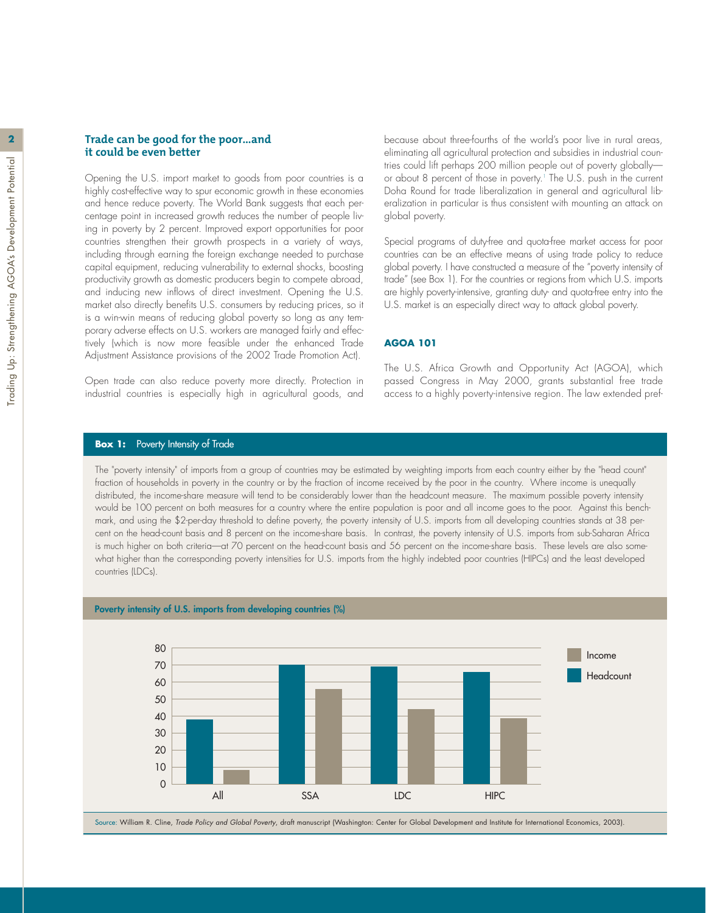## Trade can be good for the poor...and it could be even better

Opening the U.S. import market to goods from poor countries is a highly cost-effective way to spur economic growth in these economies and hence reduce poverty. The World Bank suggests that each percentage point in increased growth reduces the number of people living in poverty by 2 percent. Improved export opportunities for poor countries strengthen their growth prospects in a variety of ways, including through earning the foreign exchange needed to purchase capital equipment, reducing vulnerability to external shocks, boosting productivity growth as domestic producers begin to compete abroad, and inducing new inflows of direct investment. Opening the U.S. market also directly benefits U.S. consumers by reducing prices, so it is a win-win means of reducing global poverty so long as any temporary adverse effects on U.S. workers are managed fairly and effectively (which is now more feasible under the enhanced Trade Adjustment Assistance provisions of the 2002 Trade Promotion Act).

Open trade can also reduce poverty more directly. Protection in industrial countries is especially high in agricultural goods, and because about three-fourths of the world's poor live in rural areas, eliminating all agricultural protection and subsidies in industrial countries could lift perhaps 200 million people out of poverty globally—or about 8 percent of those in poverty.[1] The U.S. push in the current Doha Round for trade liberalization in general and agricultural liberalization in particular is thus consistent with mounting an attack on global poverty.

Special programs of duty-free and quota-free market access for poor countries can be an effective means of using trade policy to reduce global poverty. I have constructed a measure of the "poverty intensity of trade" (see Box 1). For the countries or regions from which U.S. imports are highly poverty-intensive, granting duty- and quota-free entry into the U.S. market is an especially direct way to attack global poverty.

### AGOA 101

The U.S. Africa Growth and Opportunity Act (AGOA), which passed Congress in May 2000, grants substantial free trade access to a highly poverty-intensive region. The law extended pref-

### Box 1: Poverty Intensity of Trade

The "poverty intensity" of imports from a group of countries may be estimated by weighting imports from each country either by the "head count" fraction of households in poverty in the country or by the fraction of income received by the poor in the country. Where income is unequally distributed, the income-share measure will tend to be considerably lower than the headcount measure. The maximum possible poverty intensity would be 100 percent on both measures for a country where the entire population is poor and all income goes to the poor. Against this benchmark, and using the $2-per-day threshold to define poverty, the poverty intensity of U.S. imports from all developing countries stands at 38 percent on the head-count basis and 8 percent on the income-share basis. In contrast, the poverty intensity of U.S. imports from sub-Saharan Africa is much higher on both criteria—at 70 percent on the head-count basis and 56 percent on the income-share basis. These levels are also somewhat higher than the corresponding poverty intensities for U.S. imports from the highly indebted poor countries (HIPCs) and the least developed countries (LDCs).

**Poverty intensity of U.S. imports from developing countries (%)**

| | Headcount | Income |
|---|---|---|
| All | 38 | 8 |
| SSA | 70 | 56 |
| LDC | 69 | 44 |
| HIPC | 66 | 39 |

Source: William R. Cline, *Trade Policy and Global Poverty*, draft manuscript (Washington: Center for Global Development and Institute for International Economics, 2003).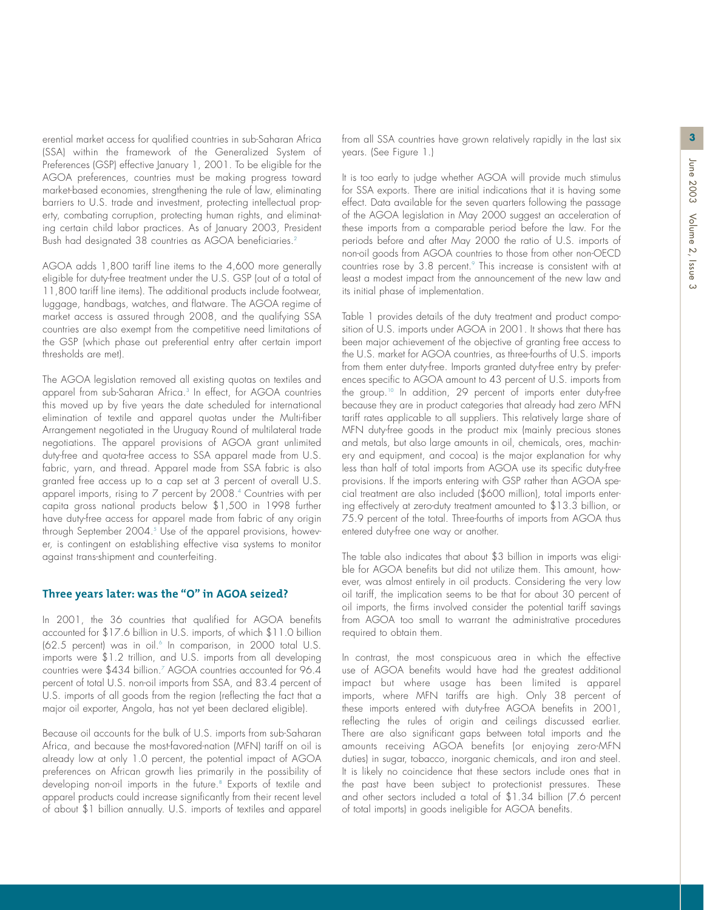erential market access for qualified countries in sub-Saharan Africa (SSA) within the framework of the Generalized System of Preferences (GSP) effective January 1, 2001. To be eligible for the AGOA preferences, countries must be making progress toward market-based economies, strengthening the rule of law, eliminating barriers to U.S. trade and investment, protecting intellectual property, combating corruption, protecting human rights, and eliminating certain child labor practices. As of January 2003, President Bush had designated 38 countries as AGOA beneficiaries.[2]

AGOA adds 1,800 tariff line items to the 4,600 more generally eligible for duty-free treatment under the U.S. GSP (out of a total of 11,800 tariff line items). The additional products include footwear, luggage, handbags, watches, and flatware. The AGOA regime of market access is assured through 2008, and the qualifying SSA countries are also exempt from the competitive need limitations of the GSP (which phase out preferential entry after certain import thresholds are met).

The AGOA legislation removed all existing quotas on textiles and apparel from sub-Saharan Africa.[3] In effect, for AGOA countries this moved up by five years the date scheduled for international elimination of textile and apparel quotas under the Multi-fiber Arrangement negotiated in the Uruguay Round of multilateral trade negotiations. The apparel provisions of AGOA grant unlimited duty-free and quota-free access to SSA apparel made from U.S. fabric, yarn, and thread. Apparel made from SSA fabric is also granted free access up to a cap set at 3 percent of overall U.S. apparel imports, rising to 7 percent by 2008.[4] Countries with per capita gross national products below $1,500 in 1998 further have duty-free access for apparel made from fabric of any origin through September 2004.[5] Use of the apparel provisions, however, is contingent on establishing effective visa systems to monitor against trans-shipment and counterfeiting.

### Three years later: was the "O" in AGOA seized?

In 2001, the 36 countries that qualified for AGOA benefits accounted for $17.6 billion in U.S. imports, of which $11.0 billion (62.5 percent) was in oil.[6] In comparison, in 2000 total U.S. imports were $1.2 trillion, and U.S. imports from all developing countries were $434 billion.[7] AGOA countries accounted for 96.4 percent of total U.S. non-oil imports from SSA, and 83.4 percent of U.S. imports of all goods from the region (reflecting the fact that a major oil exporter, Angola, has not yet been declared eligible).

Because oil accounts for the bulk of U.S. imports from sub-Saharan Africa, and because the most-favored-nation (MFN) tariff on oil is already low at only 1.0 percent, the potential impact of AGOA preferences on African growth lies primarily in the possibility of developing non-oil imports in the future.[8] Exports of textile and apparel products could increase significantly from their recent level of about $1 billion annually. U.S. imports of textiles and apparel from all SSA countries have grown relatively rapidly in the last six years. (See Figure 1.)

It is too early to judge whether AGOA will provide much stimulus for SSA exports. There are initial indications that it is having some effect. Data available for the seven quarters following the passage of the AGOA legislation in May 2000 suggest an acceleration of these imports from a comparable period before the law. For the periods before and after May 2000 the ratio of U.S. imports of non-oil goods from AGOA countries to those from other non-OECD countries rose by 3.8 percent.[9] This increase is consistent with at least a modest impact from the announcement of the new law and its initial phase of implementation.

Table 1 provides details of the duty treatment and product composition of U.S. imports under AGOA in 2001. It shows that there has been major achievement of the objective of granting free access to the U.S. market for AGOA countries, as three-fourths of U.S. imports from them enter duty-free. Imports granted duty-free entry by preferences specific to AGOA amount to 43 percent of U.S. imports from the group.[10] In addition, 29 percent of imports enter duty-free because they are in product categories that already had zero MFN tariff rates applicable to all suppliers. This relatively large share of MFN duty-free goods in the product mix (mainly precious stones and metals, but also large amounts in oil, chemicals, ores, machinery and equipment, and cocoa) is the major explanation for why less than half of total imports from AGOA use its specific duty-free provisions. If the imports entering with GSP rather than AGOA special treatment are also included ($600 million), total imports entering effectively at zero-duty treatment amounted to $13.3 billion, or 75.9 percent of the total. Three-fourths of imports from AGOA thus entered duty-free one way or another.

The table also indicates that about $3 billion in imports was eligible for AGOA benefits but did not utilize them. This amount, however, was almost entirely in oil products. Considering the very low oil tariff, the implication seems to be that for about 30 percent of oil imports, the firms involved consider the potential tariff savings from AGOA too small to warrant the administrative procedures required to obtain them.

In contrast, the most conspicuous area in which the effective use of AGOA benefits would have had the greatest additional impact but where usage has been limited is apparel imports, where MFN tariffs are high. Only 38 percent of these imports entered with duty-free AGOA benefits in 2001, reflecting the rules of origin and ceilings discussed earlier. There are also significant gaps between total imports and the amounts receiving AGOA benefits (or enjoying zero-MFN duties) in sugar, tobacco, inorganic chemicals, and iron and steel. It is likely no coincidence that these sectors include ones that in the past have been subject to protectionist pressures. These and other sectors included a total of $1.34 billion (7.6 percent of total imports) in goods ineligible for AGOA benefits.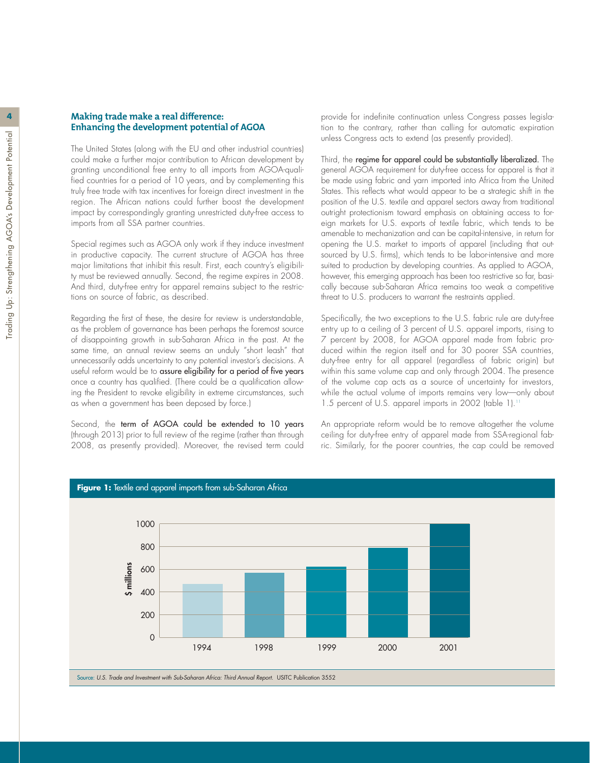## Making trade make a real difference: Enhancing the development potential of AGOA

The United States (along with the EU and other industrial countries) could make a further major contribution to African development by granting unconditional free entry to all imports from AGOA-qualified countries for a period of 10 years, and by complementing this truly free trade with tax incentives for foreign direct investment in the region. The African nations could further boost the development impact by correspondingly granting unrestricted duty-free access to imports from all SSA partner countries.

Special regimes such as AGOA only work if they induce investment in productive capacity. The current structure of AGOA has three major limitations that inhibit this result. First, each country's eligibility must be reviewed annually. Second, the regime expires in 2008. And third, duty-free entry for apparel remains subject to the restrictions on source of fabric, as described.

Regarding the first of these, the desire for review is understandable, as the problem of governance has been perhaps the foremost source of disappointing growth in sub-Saharan Africa in the past. At the same time, an annual review seems an unduly "short leash" that unnecessarily adds uncertainty to any potential investor's decisions. A useful reform would be to **assure eligibility for a period of five years** once a country has qualified. (There could be a qualification allowing the President to revoke eligibility in extreme circumstances, such as when a government has been deposed by force.)

Second, the **term of AGOA could be extended to 10 years** (through 2013) prior to full review of the regime (rather than through 2008, as presently provided). Moreover, the revised term could provide for indefinite continuation unless Congress passes legislation to the contrary, rather than calling for automatic expiration unless Congress acts to extend (as presently provided).

Third, the **regime for apparel could be substantially liberalized.** The general AGOA requirement for duty-free access for apparel is that it be made using fabric and yarn imported into Africa from the United States. This reflects what would appear to be a strategic shift in the position of the U.S. textile and apparel sectors away from traditional outright protectionism toward emphasis on obtaining access to foreign markets for U.S. exports of textile fabric, which tends to be amenable to mechanization and can be capital-intensive, in return for opening the U.S. market to imports of apparel (including that outsourced by U.S. firms), which tends to be labor-intensive and more suited to production by developing countries. As applied to AGOA, however, this emerging approach has been too restrictive so far, basically because sub-Saharan Africa remains too weak a competitive threat to U.S. producers to warrant the restraints applied.

Specifically, the two exceptions to the U.S. fabric rule are duty-free entry up to a ceiling of 3 percent of U.S. apparel imports, rising to 7 percent by 2008, for AGOA apparel made from fabric produced within the region itself and for 30 poorer SSA countries, duty-free entry for all apparel (regardless of fabric origin) but within this same volume cap and only through 2004. The presence of the volume cap acts as a source of uncertainty for investors, while the actual volume of imports remains very low—only about 1.5 percent of U.S. apparel imports in 2002 (table 1).[11]

An appropriate reform would be to remove altogether the volume ceiling for duty-free entry of apparel made from SSA-regional fabric. Similarly, for the poorer countries, the cap could be removed

**Figure 1:** Textile and apparel imports from sub-Saharan Africa

| Year | $ millions (approx.) |
|---|---|
| 1994 | 470 |
| 1998 | 570 |
| 1999 | 625 |
| 2000 | 790 |
| 2001 | 1000 |

Source: *U.S. Trade and Investment with Sub-Saharan Africa: Third Annual Report.* USITC Publication 3552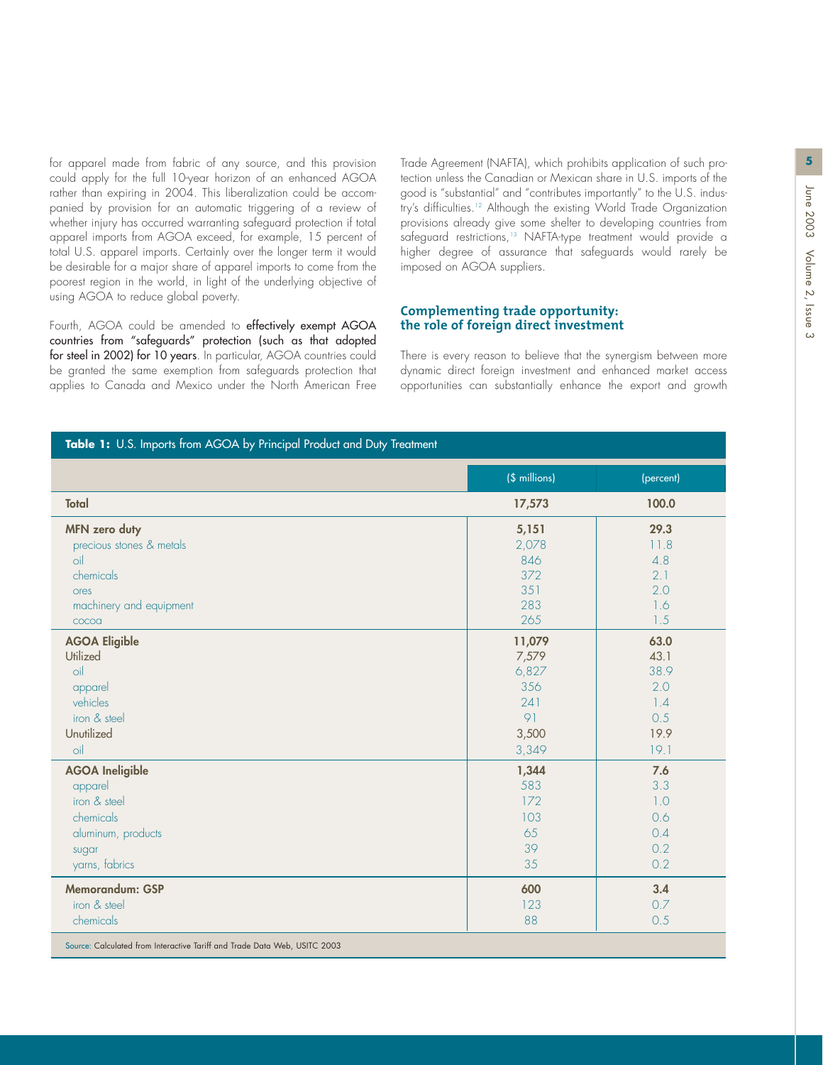for apparel made from fabric of any source, and this provision could apply for the full 10-year horizon of an enhanced AGOA rather than expiring in 2004. This liberalization could be accompanied by provision for an automatic triggering of a review of whether injury has occurred warranting safeguard protection if total apparel imports from AGOA exceed, for example, 15 percent of total U.S. apparel imports. Certainly over the longer term it would be desirable for a major share of apparel imports to come from the poorest region in the world, in light of the underlying objective of using AGOA to reduce global poverty.

Fourth, AGOA could be amended to **effectively exempt AGOA countries from "safeguards" protection (such as that adopted for steel in 2002) for 10 years**. In particular, AGOA countries could be granted the same exemption from safeguards protection that applies to Canada and Mexico under the North American Free Trade Agreement (NAFTA), which prohibits application of such protection unless the Canadian or Mexican share in U.S. imports of the good is "substantial" and "contributes importantly" to the U.S. industry's difficulties.[12] Although the existing World Trade Organization provisions already give some shelter to developing countries from safeguard restrictions,[13] NAFTA-type treatment would provide a higher degree of assurance that safeguards would rarely be imposed on AGOA suppliers.

### Complementing trade opportunity: the role of foreign direct investment

There is every reason to believe that the synergism between more dynamic direct foreign investment and enhanced market access opportunities can substantially enhance the export and growth

**Table 1:** U.S. Imports from AGOA by Principal Product and Duty Treatment

| | ($ millions) | (percent) |
|---|---|---|
| **Total** | **17,573** | **100.0** |
| **MFN zero duty** | **5,151** | **29.3** |
| precious stones & metals | 2,078 | 11.8 |
| oil | 846 | 4.8 |
| chemicals | 372 | 2.1 |
| ores | 351 | 2.0 |
| machinery and equipment | 283 | 1.6 |
| cocoa | 265 | 1.5 |
| **AGOA Eligible** | **11,079** | **63.0** |
| Utilized | 7,579 | 43.1 |
| oil | 6,827 | 38.9 |
| apparel | 356 | 2.0 |
| vehicles | 241 | 1.4 |
| iron & steel | 91 | 0.5 |
| Unutilized | 3,500 | 19.9 |
| oil | 3,349 | 19.1 |
| **AGOA Ineligible** | **1,344** | **7.6** |
| apparel | 583 | 3.3 |
| iron & steel | 172 | 1.0 |
| chemicals | 103 | 0.6 |
| aluminum, products | 65 | 0.4 |
| sugar | 39 | 0.2 |
| yarns, fabrics | 35 | 0.2 |
| **Memorandum: GSP** | **600** | **3.4** |
| iron & steel | 123 | 0.7 |
| chemicals | 88 | 0.5 |

Source: Calculated from Interactive Tariff and Trade Data Web, USITC 2003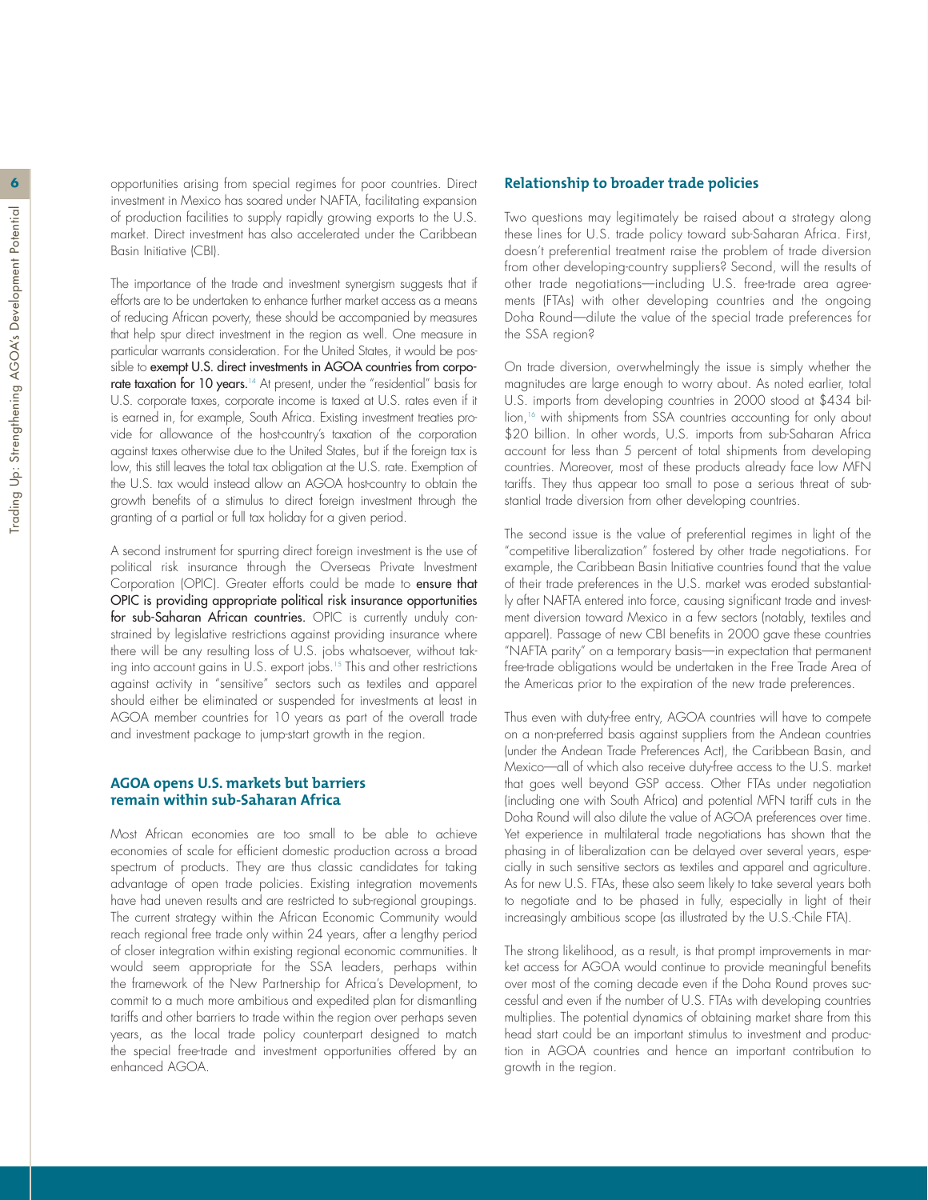opportunities arising from special regimes for poor countries. Direct investment in Mexico has soared under NAFTA, facilitating expansion of production facilities to supply rapidly growing exports to the U.S. market. Direct investment has also accelerated under the Caribbean Basin Initiative (CBI).

The importance of the trade and investment synergism suggests that if efforts are to be undertaken to enhance further market access as a means of reducing African poverty, these should be accompanied by measures that help spur direct investment in the region as well. One measure in particular warrants consideration. For the United States, it would be possible to **exempt U.S. direct investments in AGOA countries from corporate taxation for 10 years.**[14] At present, under the "residential" basis for U.S. corporate taxes, corporate income is taxed at U.S. rates even if it is earned in, for example, South Africa. Existing investment treaties provide for allowance of the host-country's taxation of the corporation against taxes otherwise due to the United States, but if the foreign tax is low, this still leaves the total tax obligation at the U.S. rate. Exemption of the U.S. tax would instead allow an AGOA host-country to obtain the growth benefits of a stimulus to direct foreign investment through the granting of a partial or full tax holiday for a given period.

A second instrument for spurring direct foreign investment is the use of political risk insurance through the Overseas Private Investment Corporation (OPIC). Greater efforts could be made to **ensure that OPIC is providing appropriate political risk insurance opportunities for sub-Saharan African countries.** OPIC is currently unduly constrained by legislative restrictions against providing insurance where there will be any resulting loss of U.S. jobs whatsoever, without taking into account gains in U.S. export jobs.[15] This and other restrictions against activity in "sensitive" sectors such as textiles and apparel should either be eliminated or suspended for investments at least in AGOA member countries for 10 years as part of the overall trade and investment package to jump-start growth in the region.

## AGOA opens U.S. markets but barriers remain within sub-Saharan Africa

Most African economies are too small to be able to achieve economies of scale for efficient domestic production across a broad spectrum of products. They are thus classic candidates for taking advantage of open trade policies. Existing integration movements have had uneven results and are restricted to sub-regional groupings. The current strategy within the African Economic Community would reach regional free trade only within 24 years, after a lengthy period of closer integration within existing regional economic communities. It would seem appropriate for the SSA leaders, perhaps within the framework of the New Partnership for Africa's Development, to commit to a much more ambitious and expedited plan for dismantling tariffs and other barriers to trade within the region over perhaps seven years, as the local trade policy counterpart designed to match the special free-trade and investment opportunities offered by an enhanced AGOA.

## Relationship to broader trade policies

Two questions may legitimately be raised about a strategy along these lines for U.S. trade policy toward sub-Saharan Africa. First, doesn't preferential treatment raise the problem of trade diversion from other developing-country suppliers? Second, will the results of other trade negotiations—including U.S. free-trade area agreements (FTAs) with other developing countries and the ongoing Doha Round—dilute the value of the special trade preferences for the SSA region?

On trade diversion, overwhelmingly the issue is simply whether the magnitudes are large enough to worry about. As noted earlier, total U.S. imports from developing countries in 2000 stood at \$434 billion,[16] with shipments from SSA countries accounting for only about \$20 billion. In other words, U.S. imports from sub-Saharan Africa account for less than 5 percent of total shipments from developing countries. Moreover, most of these products already face low MFN tariffs. They thus appear too small to pose a serious threat of substantial trade diversion from other developing countries.

The second issue is the value of preferential regimes in light of the "competitive liberalization" fostered by other trade negotiations. For example, the Caribbean Basin Initiative countries found that the value of their trade preferences in the U.S. market was eroded substantially after NAFTA entered into force, causing significant trade and investment diversion toward Mexico in a few sectors (notably, textiles and apparel). Passage of new CBI benefits in 2000 gave these countries "NAFTA parity" on a temporary basis—in expectation that permanent free-trade obligations would be undertaken in the Free Trade Area of the Americas prior to the expiration of the new trade preferences.

Thus even with duty-free entry, AGOA countries will have to compete on a non-preferred basis against suppliers from the Andean countries (under the Andean Trade Preferences Act), the Caribbean Basin, and Mexico—all of which also receive duty-free access to the U.S. market that goes well beyond GSP access. Other FTAs under negotiation (including one with South Africa) and potential MFN tariff cuts in the Doha Round will also dilute the value of AGOA preferences over time. Yet experience in multilateral trade negotiations has shown that the phasing in of liberalization can be delayed over several years, especially in such sensitive sectors as textiles and apparel and agriculture. As for new U.S. FTAs, these also seem likely to take several years both to negotiate and to be phased in fully, especially in light of their increasingly ambitious scope (as illustrated by the U.S.-Chile FTA).

The strong likelihood, as a result, is that prompt improvements in market access for AGOA countries would continue to provide meaningful benefits over most of the coming decade even if the Doha Round proves successful and even if the number of U.S. FTAs with developing countries multiplies. The potential dynamics of obtaining market share from this head start could be an important stimulus to investment and production in AGOA countries and hence an important contribution to growth in the region.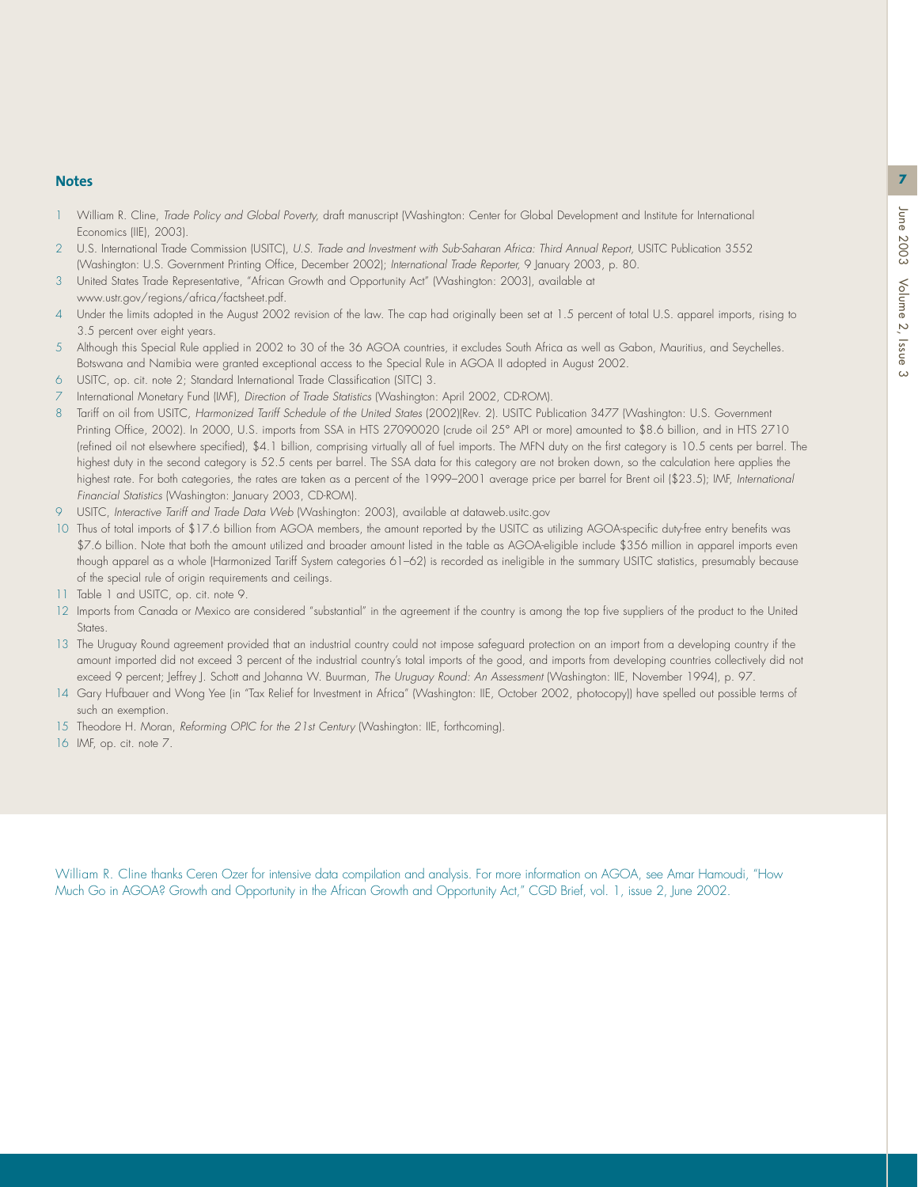## Notes

1 William R. Cline, *Trade Policy and Global Poverty*, draft manuscript (Washington: Center for Global Development and Institute for International Economics (IIE), 2003).

2 U.S. International Trade Commission (USITC), *U.S. Trade and Investment with Sub-Saharan Africa: Third Annual Report*, USITC Publication 3552 (Washington: U.S. Government Printing Office, December 2002); *International Trade Reporter*, 9 January 2003, p. 80.

3 United States Trade Representative, "African Growth and Opportunity Act" (Washington: 2003), available at www.ustr.gov/regions/africa/factsheet.pdf.

4 Under the limits adopted in the August 2002 revision of the law. The cap had originally been set at 1.5 percent of total U.S. apparel imports, rising to 3.5 percent over eight years.

5 Although this Special Rule applied in 2002 to 30 of the 36 AGOA countries, it excludes South Africa as well as Gabon, Mauritius, and Seychelles. Botswana and Namibia were granted exceptional access to the Special Rule in AGOA II adopted in August 2002.

6 USITC, op. cit. note 2; Standard International Trade Classification (SITC) 3.

7 International Monetary Fund (IMF), *Direction of Trade Statistics* (Washington: April 2002, CD-ROM).

8 Tariff on oil from USITC, *Harmonized Tariff Schedule of the United States* (2002)(Rev. 2). USITC Publication 3477 (Washington: U.S. Government Printing Office, 2002). In 2000, U.S. imports from SSA in HTS 27090020 (crude oil 25° API or more) amounted to $8.6 billion, and in HTS 2710 (refined oil not elsewhere specified), $4.1 billion, comprising virtually all of fuel imports. The MFN duty on the first category is 10.5 cents per barrel. The highest duty in the second category is 52.5 cents per barrel. The SSA data for this category are not broken down, so the calculation here applies the highest rate. For both categories, the rates are taken as a percent of the 1999–2001 average price per barrel for Brent oil ($23.5); IMF, *International Financial Statistics* (Washington: January 2003, CD-ROM).

9 USITC, *Interactive Tariff and Trade Data Web* (Washington: 2003), available at dataweb.usitc.gov

10 Thus of total imports of $17.6 billion from AGOA members, the amount reported by the USITC as utilizing AGOA-specific duty-free entry benefits was $7.6 billion. Note that both the amount utilized and broader amount listed in the table as AGOA-eligible include $356 million in apparel imports even though apparel as a whole (Harmonized Tariff System categories 61–62) is recorded as ineligible in the summary USITC statistics, presumably because of the special rule of origin requirements and ceilings.

11 Table 1 and USITC, op. cit. note 9.

12 Imports from Canada or Mexico are considered "substantial" in the agreement if the country is among the top five suppliers of the product to the United States.

13 The Uruguay Round agreement provided that an industrial country could not impose safeguard protection on an import from a developing country if the amount imported did not exceed 3 percent of the industrial country's total imports of the good, and imports from developing countries collectively did not exceed 9 percent; Jeffrey J. Schott and Johanna W. Buurman, *The Uruguay Round: An Assessment* (Washington: IIE, November 1994), p. 97.

14 Gary Hufbauer and Wong Yee (in "Tax Relief for Investment in Africa" (Washington: IIE, October 2002, photocopy)) have spelled out possible terms of such an exemption.

15 Theodore H. Moran, *Reforming OPIC for the 21st Century* (Washington: IIE, forthcoming).

16 IMF, op. cit. note 7.

William R. Cline thanks Ceren Ozer for intensive data compilation and analysis. For more information on AGOA, see Amar Hamoudi, "How Much Go in AGOA? Growth and Opportunity in the African Growth and Opportunity Act," CGD Brief, vol. 1, issue 2, June 2002.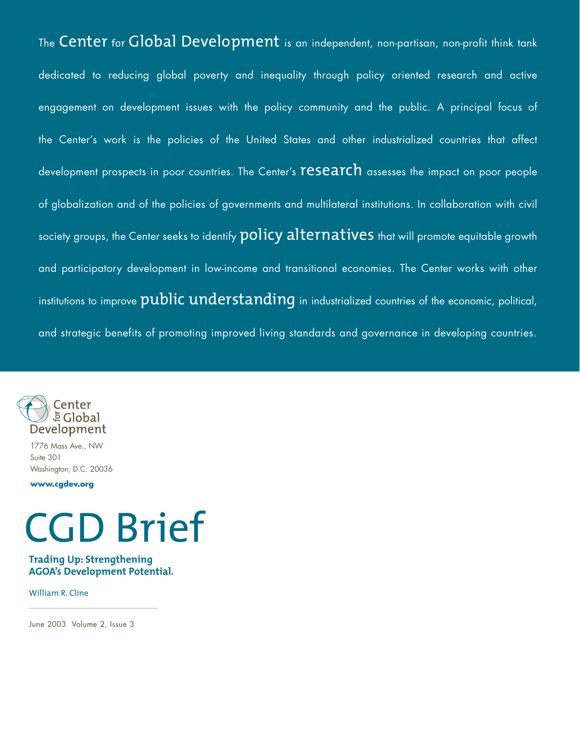The **Center** for **Global Development** is an independent, non-partisan, non-profit think tank dedicated to reducing global poverty and inequality through policy oriented research and active engagement on development issues with the policy community and the public. A principal focus of the Center's work is the policies of the United States and other industrialized countries that affect development prospects in poor countries. The Center's **research** assesses the impact on poor people of globalization and of the policies of governments and multilateral institutions. In collaboration with civil society groups, the Center seeks to identify **policy alternatives** that will promote equitable growth and participatory development in low-income and transitional economies. The Center works with other institutions to improve **public understanding** in industrialized countries of the economic, political, and strategic benefits of promoting improved living standards and governance in developing countries.

Center for Global Development

1776 Mass Ave., NW
Suite 301
Washington, D.C. 20036

**www.cgdev.org**

# CGD Brief

**Trading Up: Strengthening AGOA's Development Potential.**

William R. Cline

June 2003 Volume 2, Issue 3